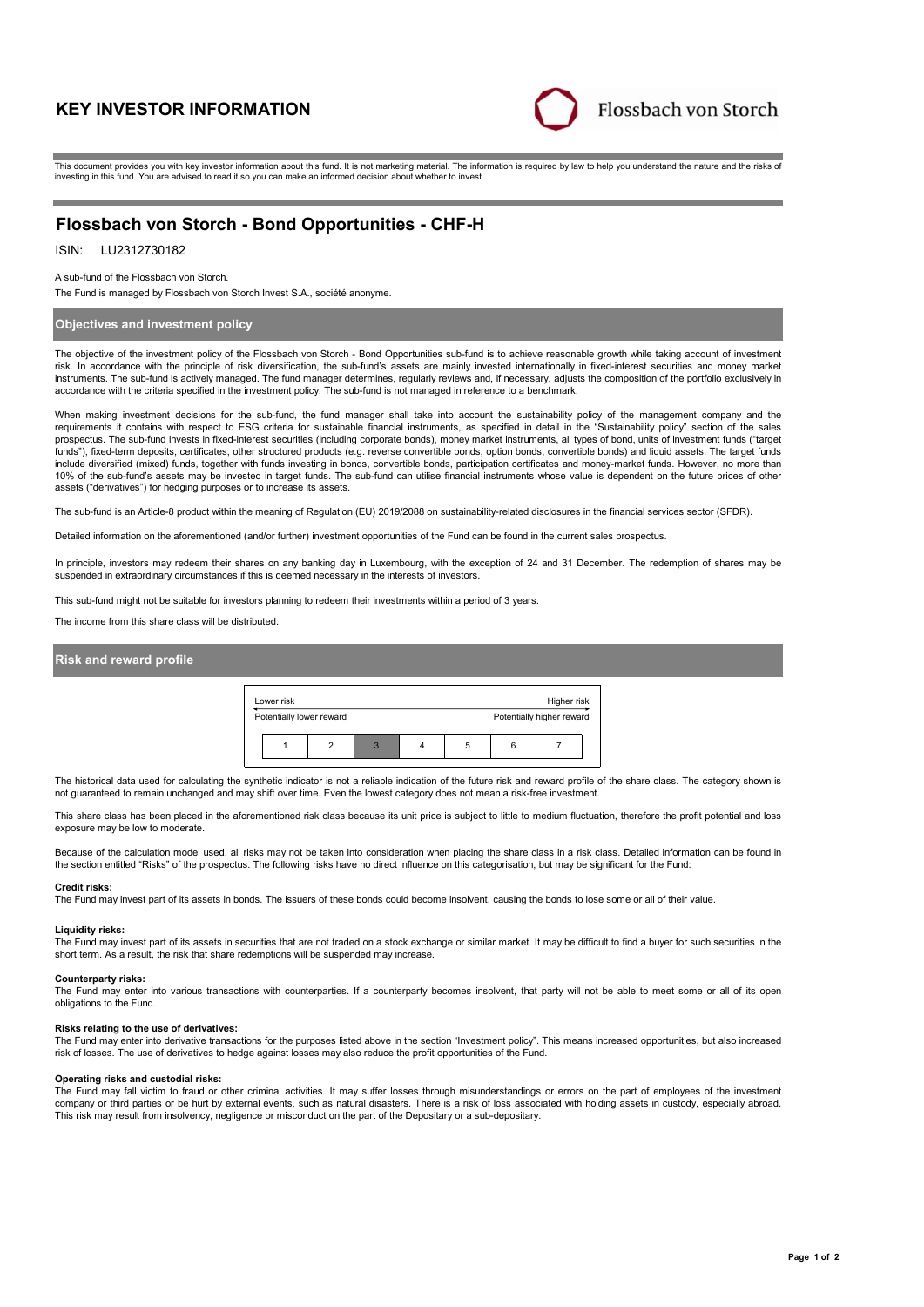# KEY INVESTOR INFORMATION

Flossbach von Storch

This document provides you with key investor information about this fund. It is not marketing material. The information is required by law to help you understand the nature and the risks of investing in this fund. You are advised to read it so you can make an informed decision about whether to invest.

## Flossbach von Storch - Bond Opportunities - CHF-H

ISIN: LU2312730182

A sub-fund of the Flossbach von Storch.

The Fund is managed by Flossbach von Storch Invest S.A., société anonyme.

### Objectives and investment policy

The objective of the investment policy of the Flossbach von Storch - Bond Opportunities sub-fund is to achieve reasonable growth while taking account of investment risk. In accordance with the principle of risk diversification, the sub-fund's assets are mainly invested internationally in fixed-interest securities and money market instruments. The sub-fund is actively managed. The fund manager determines, regularly reviews and, if necessary, adjusts the composition of the portfolio exclusively in accordance with the criteria specified in the investment policy. The sub-fund is not managed in reference to a benchmark.

When making investment decisions for the sub-fund, the fund manager shall take into account the sustainability policy of the management company and the requirements it contains with respect to ESG criteria for sustainable financial instruments, as specified in detail in the "Sustainability policy" section of the sales prospectus. The sub-fund invests in fixed-interest securities (including corporate bonds), money market instruments, all types of bond, units of investment funds ("target funds"), fixed-term deposits, certificates, other structured products (e.g. reverse convertible bonds, option bonds, convertible bonds) and liquid assets. The target funds include diversified (mixed) funds, together with funds investing in bonds, convertible bonds, participation certificates and money-market funds. However, no more than 10% of the sub-fund's assets may be invested in target funds. The sub-fund can utilise financial instruments whose value is dependent on the future prices of other assets ("derivatives") for hedging purposes or to increase its assets.

The sub-fund is an Article-8 product within the meaning of Regulation (EU) 2019/2088 on sustainability-related disclosures in the financial services sector (SFDR).

Detailed information on the aforementioned (and/or further) investment opportunities of the Fund can be found in the current sales prospectus.

In principle, investors may redeem their shares on any banking day in Luxembourg, with the exception of 24 and 31 December. The redemption of shares may be suspended in extraordinary circumstances if this is deemed necessary in the interests of investors.

This sub-fund might not be suitable for investors planning to redeem their investments within a period of 3 years.

The income from this share class will be distributed.

### Risk and reward profile

| Lower risk | | | | | | Higher risk |
|---|---|---|---|---|---|---|
| Potentially lower reward | | | | | | Potentially higher reward |
| 1 | 2 | **3** | 4 | 5 | 6 | 7 |

The historical data used for calculating the synthetic indicator is not a reliable indication of the future risk and reward profile of the share class. The category shown is not guaranteed to remain unchanged and may shift over time. Even the lowest category does not mean a risk-free investment.

This share class has been placed in the aforementioned risk class because its unit price is subject to little to medium fluctuation, therefore the profit potential and loss exposure may be low to moderate.

Because of the calculation model used, all risks may not be taken into consideration when placing the share class in a risk class. Detailed information can be found in the section entitled "Risks" of the prospectus. The following risks have no direct influence on this categorisation, but may be significant for the Fund:

**Credit risks:**
The Fund may invest part of its assets in bonds. The issuers of these bonds could become insolvent, causing the bonds to lose some or all of their value.

**Liquidity risks:**
The Fund may invest part of its assets in securities that are not traded on a stock exchange or similar market. It may be difficult to find a buyer for such securities in the short term. As a result, the risk that share redemptions will be suspended may increase.

**Counterparty risks:**
The Fund may enter into various transactions with counterparties. If a counterparty becomes insolvent, that party will not be able to meet some or all of its open obligations to the Fund.

**Risks relating to the use of derivatives:**
The Fund may enter into derivative transactions for the purposes listed above in the section "Investment policy". This means increased opportunities, but also increased risk of losses. The use of derivatives to hedge against losses may also reduce the profit opportunities of the Fund.

**Operating risks and custodial risks:**
The Fund may fall victim to fraud or other criminal activities. It may suffer losses through misunderstandings or errors on the part of employees of the investment company or third parties or be hurt by external events, such as natural disasters. There is a risk of loss associated with holding assets in custody, especially abroad. This risk may result from insolvency, negligence or misconduct on the part of the Depositary or a sub-depositary.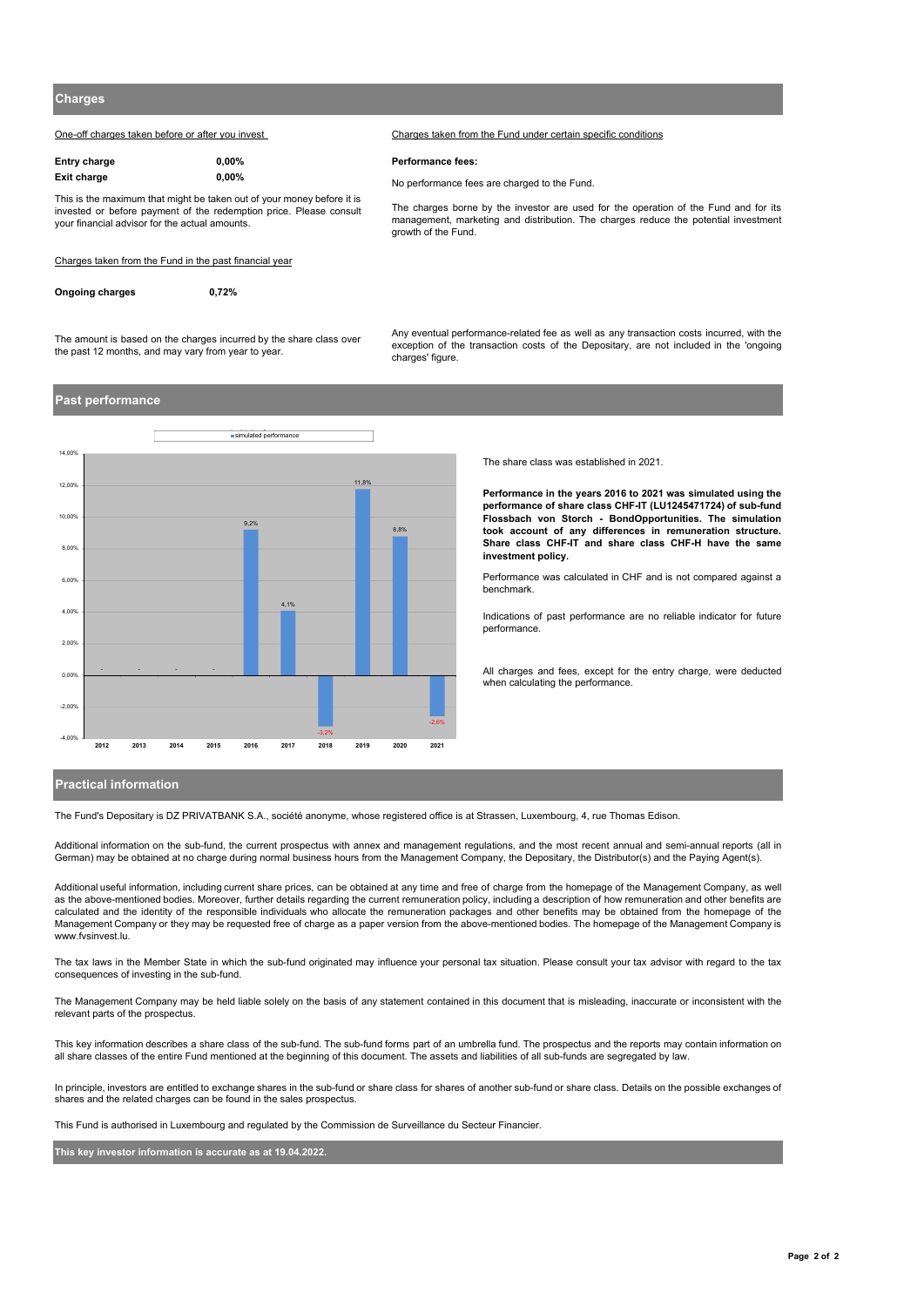## Charges

One-off charges taken before or after you invest

| | |
|---|---|
| **Entry charge** | **0,00%** |
| **Exit charge** | **0,00%** |

This is the maximum that might be taken out of your money before it is invested or before payment of the redemption price. Please consult your financial advisor for the actual amounts.

Charges taken from the Fund in the past financial year

| | |
|---|---|
| **Ongoing charges** | **0,72%** |

The amount is based on the charges incurred by the share class over the past 12 months, and may vary from year to year.

Charges taken from the Fund under certain specific conditions

**Performance fees:**

No performance fees are charged to the Fund.

The charges borne by the investor are used for the operation of the Fund and for its management, marketing and distribution. The charges reduce the potential investment growth of the Fund.

Any eventual performance-related fee as well as any transaction costs incurred, with the exception of the transaction costs of the Depositary, are not included in the 'ongoing charges' figure.

## Past performance

simulated performance

14,00%
12,00%
10,00%
8,00%
6,00%
4,00%
2,00%
0,00%
-2,00%
-4,00%

2012 -
2013 -
2014 -
2015 -
2016 9,2%
2017 4,1%
2018 -3,2%
2019 11,8%
2020 8,8%
2021 -2,6%

The share class was established in 2021.

**Performance in the years 2016 to 2021 was simulated using the performance of share class CHF-IT (LU1245471724) of sub-fund Flossbach von Storch - BondOpportunities. The simulation took account of any differences in remuneration structure. Share class CHF-IT and share class CHF-H have the same investment policy.**

Performance was calculated in CHF and is not compared against a benchmark.

Indications of past performance are no reliable indicator for future performance.

All charges and fees, except for the entry charge, were deducted when calculating the performance.

## Practical information

The Fund's Depositary is DZ PRIVATBANK S.A., société anonyme, whose registered office is at Strassen, Luxembourg, 4, rue Thomas Edison.

Additional information on the sub-fund, the current prospectus with annex and management regulations, and the most recent annual and semi-annual reports (all in German) may be obtained at no charge during normal business hours from the Management Company, the Depositary, the Distributor(s) and the Paying Agent(s).

Additional useful information, including current share prices, can be obtained at any time and free of charge from the homepage of the Management Company, as well as the above-mentioned bodies. Moreover, further details regarding the current remuneration policy, including a description of how remuneration and other benefits are calculated and the identity of the responsible individuals who allocate the remuneration packages and other benefits may be obtained from the homepage of the Management Company or they may be requested free of charge as a paper version from the above-mentioned bodies. The homepage of the Management Company is www.fvsinvest.lu.

The tax laws in the Member State in which the sub-fund originated may influence your personal tax situation. Please consult your tax advisor with regard to the tax consequences of investing in the sub-fund.

The Management Company may be held liable solely on the basis of any statement contained in this document that is misleading, inaccurate or inconsistent with the relevant parts of the prospectus.

This key information describes a share class of the sub-fund. The sub-fund forms part of an umbrella fund. The prospectus and the reports may contain information on all share classes of the entire Fund mentioned at the beginning of this document. The assets and liabilities of all sub-funds are segregated by law.

In principle, investors are entitled to exchange shares in the sub-fund or share class for shares of another sub-fund or share class. Details on the possible exchanges of shares and the related charges can be found in the sales prospectus.

This Fund is authorised in Luxembourg and regulated by the Commission de Surveillance du Secteur Financier.

**This key investor information is accurate as at 19.04.2022.**